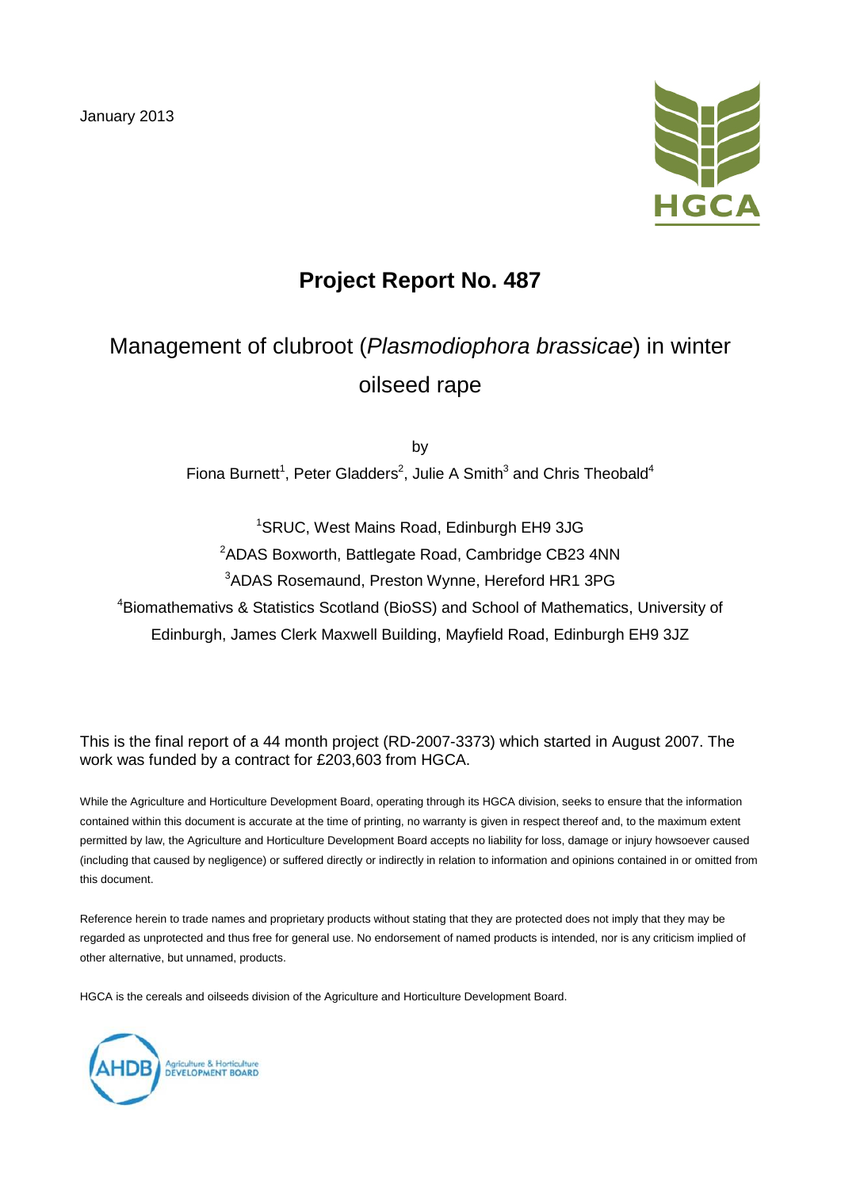January 2013

# Project Report No. 487

## Management of clubroot (*Plasmodiophora brassicae*) in winter oilseed rape

by

Fiona Burnett[1], Peter Gladders[2], Julie A Smith[3] and Chris Theobald[4]

[1]SRUC, West Mains Road, Edinburgh EH9 3JG

[2]ADAS Boxworth, Battlegate Road, Cambridge CB23 4NN

[3]ADAS Rosemaund, Preston Wynne, Hereford HR1 3PG

[4]Biomathemativs & Statistics Scotland (BioSS) and School of Mathematics, University of Edinburgh, James Clerk Maxwell Building, Mayfield Road, Edinburgh EH9 3JZ

This is the final report of a 44 month project (RD-2007-3373) which started in August 2007. The work was funded by a contract for £203,603 from HGCA.

While the Agriculture and Horticulture Development Board, operating through its HGCA division, seeks to ensure that the information contained within this document is accurate at the time of printing, no warranty is given in respect thereof and, to the maximum extent permitted by law, the Agriculture and Horticulture Development Board accepts no liability for loss, damage or injury howsoever caused (including that caused by negligence) or suffered directly or indirectly in relation to information and opinions contained in or omitted from this document.

Reference herein to trade names and proprietary products without stating that they are protected does not imply that they may be regarded as unprotected and thus free for general use. No endorsement of named products is intended, nor is any criticism implied of other alternative, but unnamed, products.

HGCA is the cereals and oilseeds division of the Agriculture and Horticulture Development Board.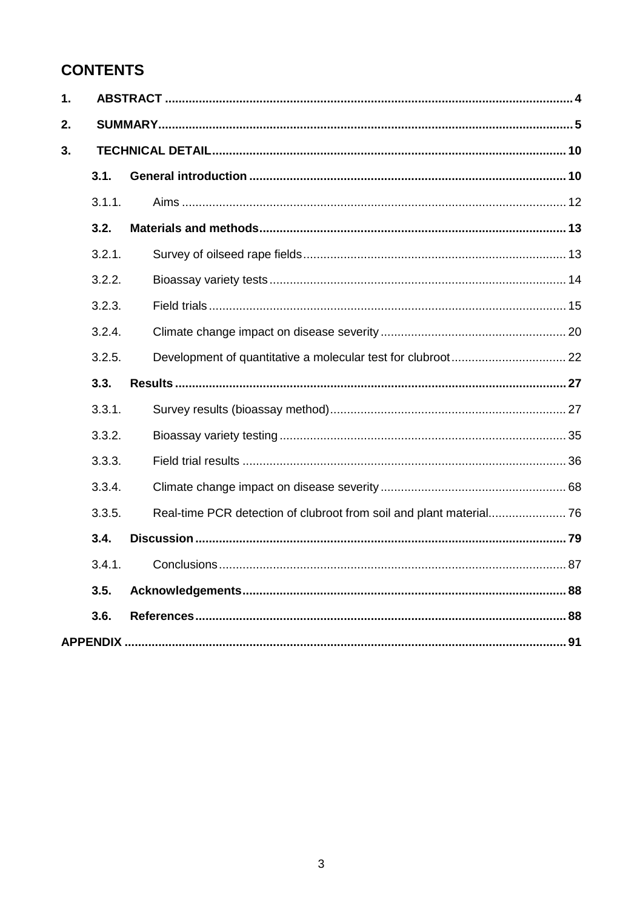# CONTENTS

| | | |
|---|---|---|
| **1.** | **ABSTRACT** | **4** |
| **2.** | **SUMMARY** | **5** |
| **3.** | **TECHNICAL DETAIL** | **10** |
| **3.1.** | **General introduction** | **10** |
| 3.1.1. | Aims | 12 |
| **3.2.** | **Materials and methods** | **13** |
| 3.2.1. | Survey of oilseed rape fields | 13 |
| 3.2.2. | Bioassay variety tests | 14 |
| 3.2.3. | Field trials | 15 |
| 3.2.4. | Climate change impact on disease severity | 20 |
| 3.2.5. | Development of quantitative a molecular test for clubroot | 22 |
| **3.3.** | **Results** | **27** |
| 3.3.1. | Survey results (bioassay method) | 27 |
| 3.3.2. | Bioassay variety testing | 35 |
| 3.3.3. | Field trial results | 36 |
| 3.3.4. | Climate change impact on disease severity | 68 |
| 3.3.5. | Real-time PCR detection of clubroot from soil and plant material | 76 |
| **3.4.** | **Discussion** | **79** |
| 3.4.1. | Conclusions | 87 |
| **3.5.** | **Acknowledgements** | **88** |
| **3.6.** | **References** | **88** |
| **APPENDIX** | | **91** |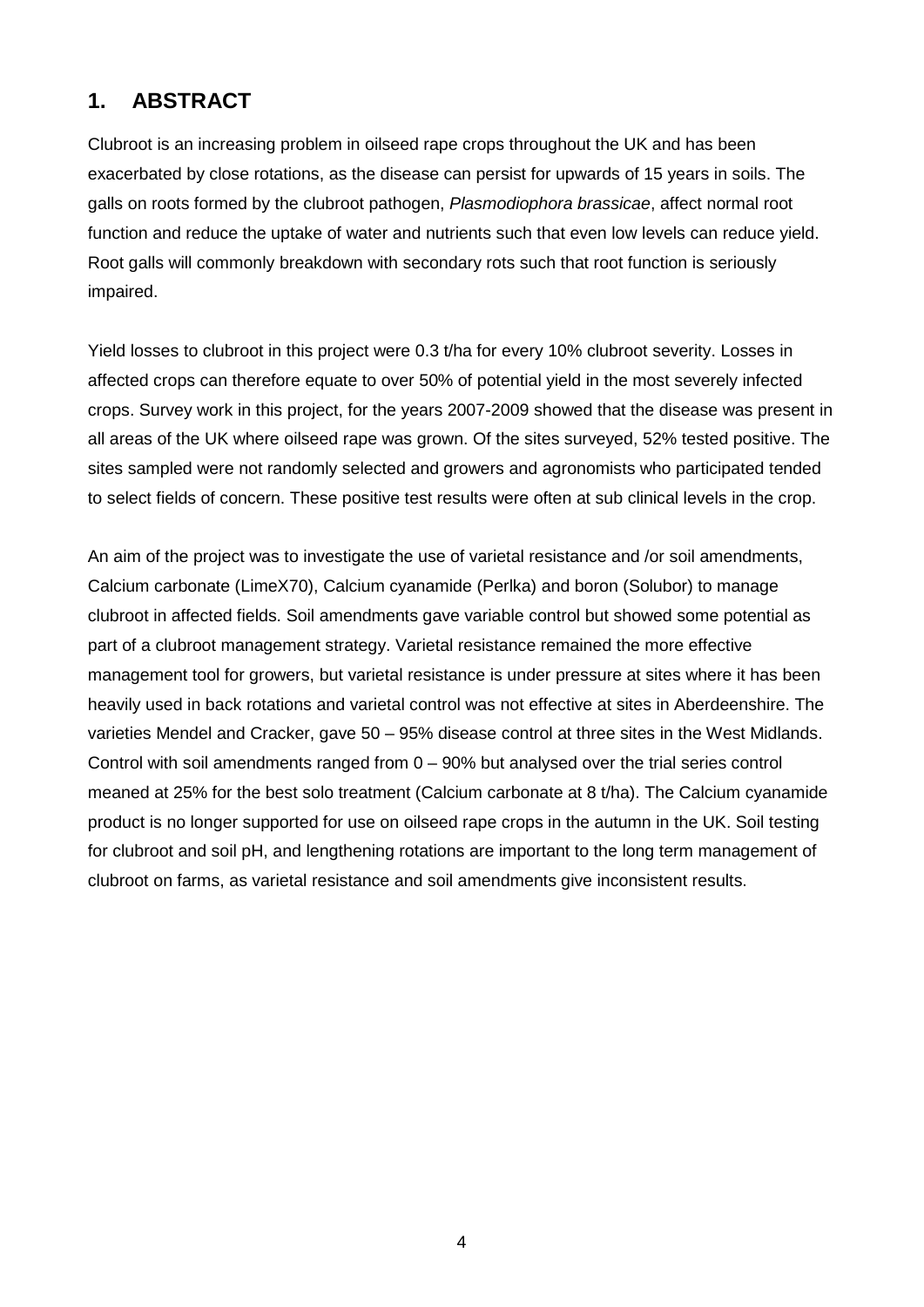## 1. ABSTRACT

Clubroot is an increasing problem in oilseed rape crops throughout the UK and has been exacerbated by close rotations, as the disease can persist for upwards of 15 years in soils. The galls on roots formed by the clubroot pathogen, *Plasmodiophora brassicae*, affect normal root function and reduce the uptake of water and nutrients such that even low levels can reduce yield. Root galls will commonly breakdown with secondary rots such that root function is seriously impaired.

Yield losses to clubroot in this project were 0.3 t/ha for every 10% clubroot severity. Losses in affected crops can therefore equate to over 50% of potential yield in the most severely infected crops. Survey work in this project, for the years 2007-2009 showed that the disease was present in all areas of the UK where oilseed rape was grown. Of the sites surveyed, 52% tested positive. The sites sampled were not randomly selected and growers and agronomists who participated tended to select fields of concern. These positive test results were often at sub clinical levels in the crop.

An aim of the project was to investigate the use of varietal resistance and /or soil amendments, Calcium carbonate (LimeX70), Calcium cyanamide (Perlka) and boron (Solubor) to manage clubroot in affected fields. Soil amendments gave variable control but showed some potential as part of a clubroot management strategy. Varietal resistance remained the more effective management tool for growers, but varietal resistance is under pressure at sites where it has been heavily used in back rotations and varietal control was not effective at sites in Aberdeenshire. The varieties Mendel and Cracker, gave 50 – 95% disease control at three sites in the West Midlands. Control with soil amendments ranged from 0 – 90% but analysed over the trial series control meaned at 25% for the best solo treatment (Calcium carbonate at 8 t/ha). The Calcium cyanamide product is no longer supported for use on oilseed rape crops in the autumn in the UK. Soil testing for clubroot and soil pH, and lengthening rotations are important to the long term management of clubroot on farms, as varietal resistance and soil amendments give inconsistent results.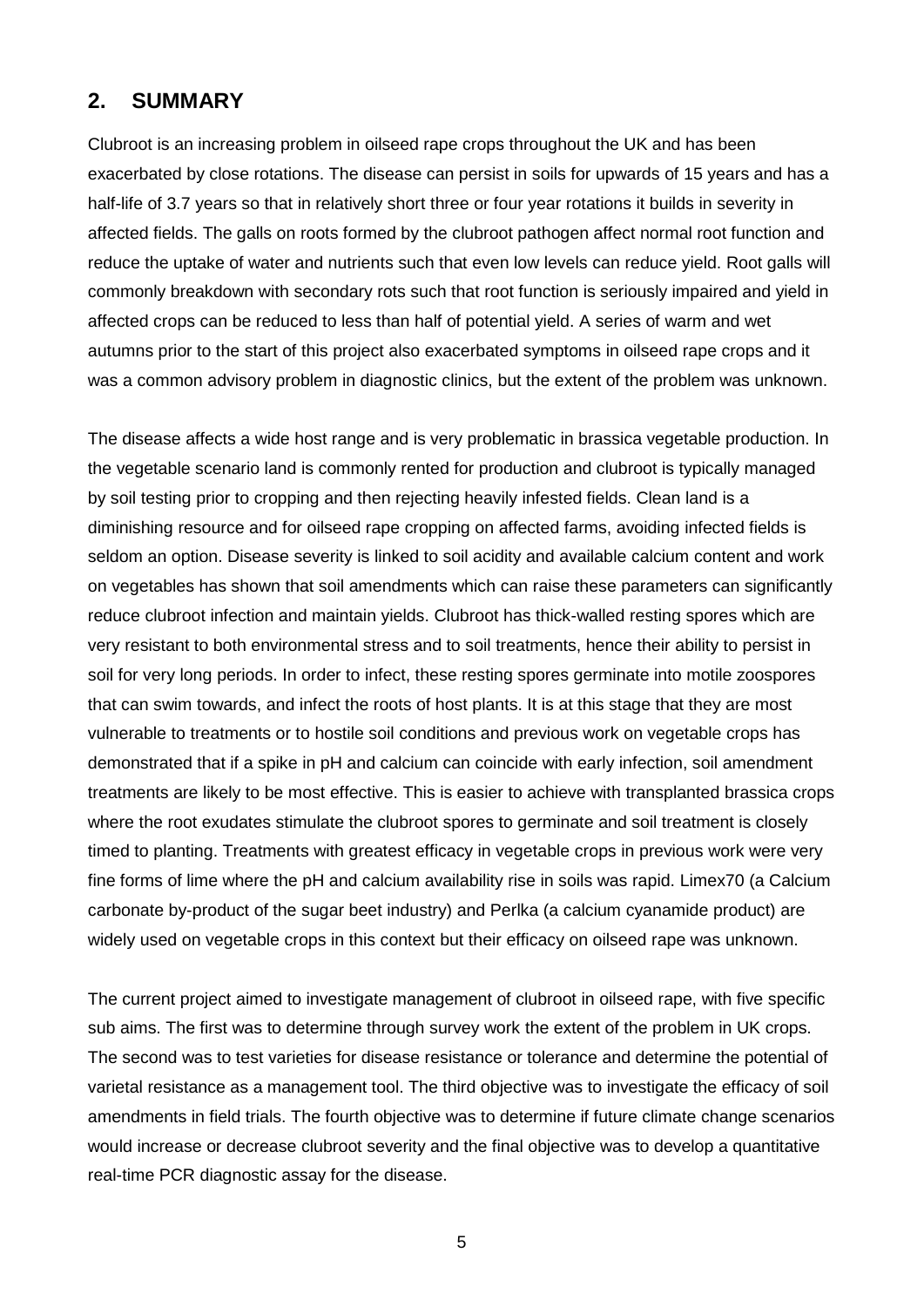## 2. SUMMARY

Clubroot is an increasing problem in oilseed rape crops throughout the UK and has been exacerbated by close rotations. The disease can persist in soils for upwards of 15 years and has a half-life of 3.7 years so that in relatively short three or four year rotations it builds in severity in affected fields. The galls on roots formed by the clubroot pathogen affect normal root function and reduce the uptake of water and nutrients such that even low levels can reduce yield. Root galls will commonly breakdown with secondary rots such that root function is seriously impaired and yield in affected crops can be reduced to less than half of potential yield. A series of warm and wet autumns prior to the start of this project also exacerbated symptoms in oilseed rape crops and it was a common advisory problem in diagnostic clinics, but the extent of the problem was unknown.

The disease affects a wide host range and is very problematic in brassica vegetable production. In the vegetable scenario land is commonly rented for production and clubroot is typically managed by soil testing prior to cropping and then rejecting heavily infested fields. Clean land is a diminishing resource and for oilseed rape cropping on affected farms, avoiding infected fields is seldom an option. Disease severity is linked to soil acidity and available calcium content and work on vegetables has shown that soil amendments which can raise these parameters can significantly reduce clubroot infection and maintain yields. Clubroot has thick-walled resting spores which are very resistant to both environmental stress and to soil treatments, hence their ability to persist in soil for very long periods. In order to infect, these resting spores germinate into motile zoospores that can swim towards, and infect the roots of host plants. It is at this stage that they are most vulnerable to treatments or to hostile soil conditions and previous work on vegetable crops has demonstrated that if a spike in pH and calcium can coincide with early infection, soil amendment treatments are likely to be most effective. This is easier to achieve with transplanted brassica crops where the root exudates stimulate the clubroot spores to germinate and soil treatment is closely timed to planting. Treatments with greatest efficacy in vegetable crops in previous work were very fine forms of lime where the pH and calcium availability rise in soils was rapid. Limex70 (a Calcium carbonate by-product of the sugar beet industry) and Perlka (a calcium cyanamide product) are widely used on vegetable crops in this context but their efficacy on oilseed rape was unknown.

The current project aimed to investigate management of clubroot in oilseed rape, with five specific sub aims. The first was to determine through survey work the extent of the problem in UK crops. The second was to test varieties for disease resistance or tolerance and determine the potential of varietal resistance as a management tool. The third objective was to investigate the efficacy of soil amendments in field trials. The fourth objective was to determine if future climate change scenarios would increase or decrease clubroot severity and the final objective was to develop a quantitative real-time PCR diagnostic assay for the disease.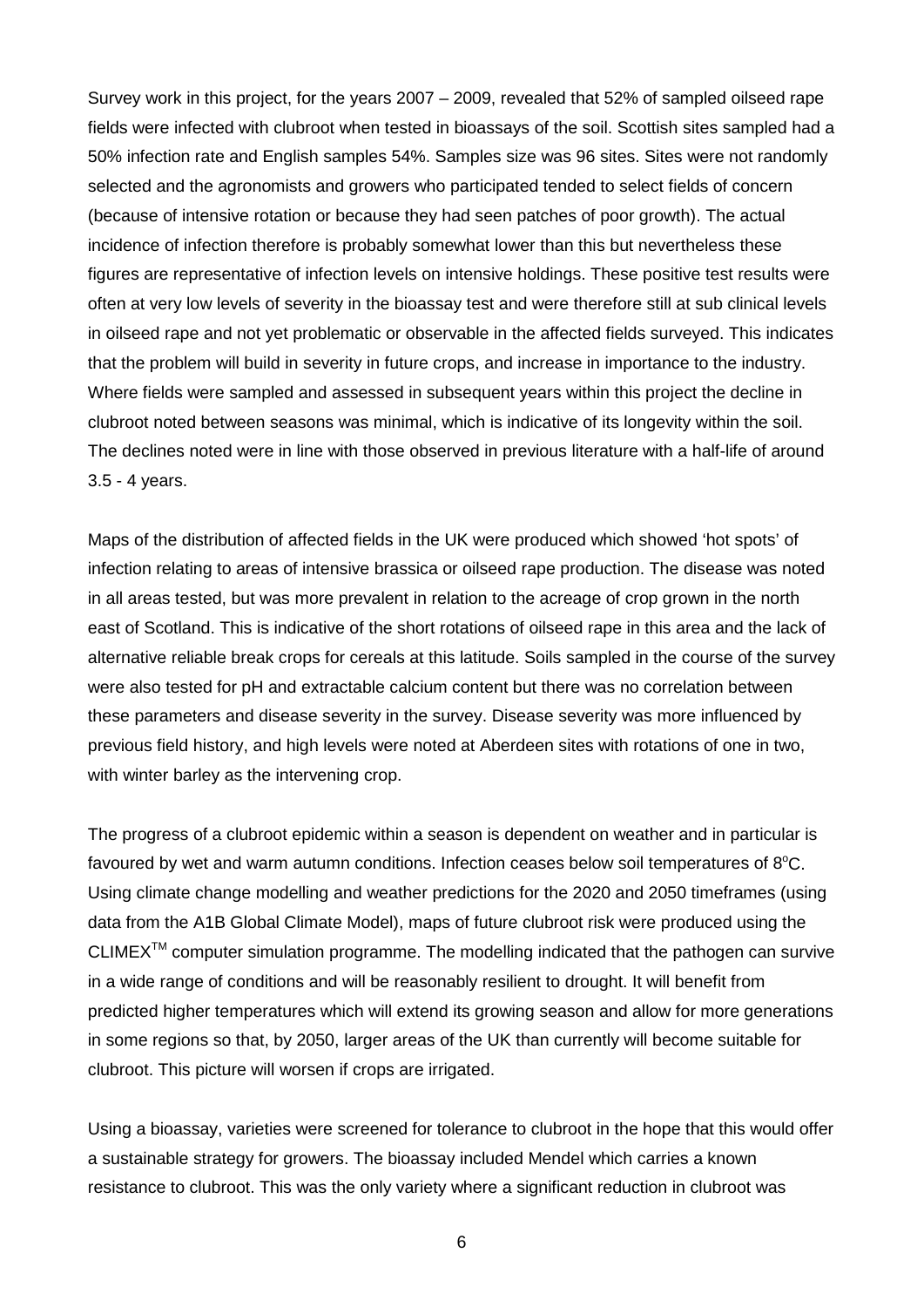Survey work in this project, for the years 2007 – 2009, revealed that 52% of sampled oilseed rape fields were infected with clubroot when tested in bioassays of the soil. Scottish sites sampled had a 50% infection rate and English samples 54%. Samples size was 96 sites. Sites were not randomly selected and the agronomists and growers who participated tended to select fields of concern (because of intensive rotation or because they had seen patches of poor growth). The actual incidence of infection therefore is probably somewhat lower than this but nevertheless these figures are representative of infection levels on intensive holdings. These positive test results were often at very low levels of severity in the bioassay test and were therefore still at sub clinical levels in oilseed rape and not yet problematic or observable in the affected fields surveyed. This indicates that the problem will build in severity in future crops, and increase in importance to the industry. Where fields were sampled and assessed in subsequent years within this project the decline in clubroot noted between seasons was minimal, which is indicative of its longevity within the soil. The declines noted were in line with those observed in previous literature with a half-life of around 3.5 - 4 years.

Maps of the distribution of affected fields in the UK were produced which showed 'hot spots' of infection relating to areas of intensive brassica or oilseed rape production. The disease was noted in all areas tested, but was more prevalent in relation to the acreage of crop grown in the north east of Scotland. This is indicative of the short rotations of oilseed rape in this area and the lack of alternative reliable break crops for cereals at this latitude. Soils sampled in the course of the survey were also tested for pH and extractable calcium content but there was no correlation between these parameters and disease severity in the survey. Disease severity was more influenced by previous field history, and high levels were noted at Aberdeen sites with rotations of one in two, with winter barley as the intervening crop.

The progress of a clubroot epidemic within a season is dependent on weather and in particular is favoured by wet and warm autumn conditions. Infection ceases below soil temperatures of $8^{o}$C. Using climate change modelling and weather predictions for the 2020 and 2050 timeframes (using data from the A1B Global Climate Model), maps of future clubroot risk were produced using the CLIMEX™ computer simulation programme. The modelling indicated that the pathogen can survive in a wide range of conditions and will be reasonably resilient to drought. It will benefit from predicted higher temperatures which will extend its growing season and allow for more generations in some regions so that, by 2050, larger areas of the UK than currently will become suitable for clubroot. This picture will worsen if crops are irrigated.

Using a bioassay, varieties were screened for tolerance to clubroot in the hope that this would offer a sustainable strategy for growers. The bioassay included Mendel which carries a known resistance to clubroot. This was the only variety where a significant reduction in clubroot was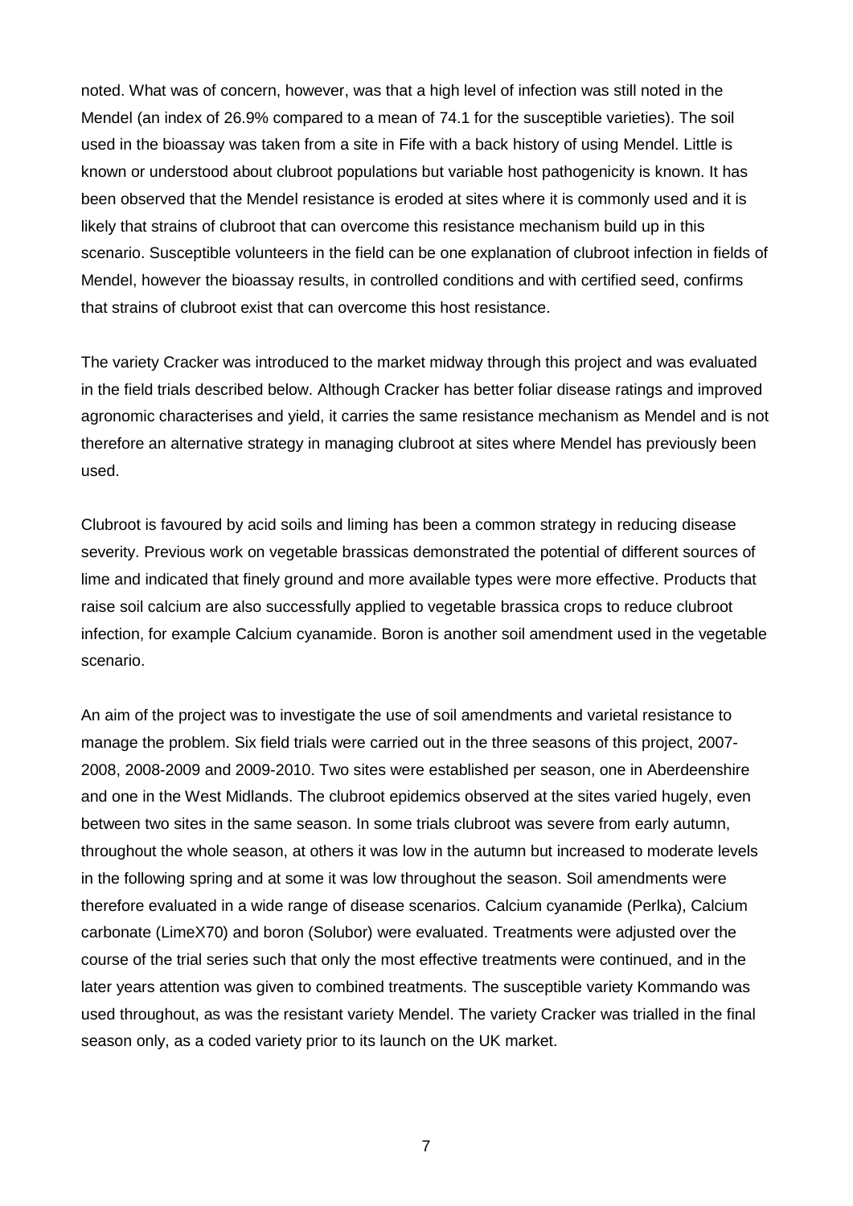noted. What was of concern, however, was that a high level of infection was still noted in the Mendel (an index of 26.9% compared to a mean of 74.1 for the susceptible varieties). The soil used in the bioassay was taken from a site in Fife with a back history of using Mendel. Little is known or understood about clubroot populations but variable host pathogenicity is known. It has been observed that the Mendel resistance is eroded at sites where it is commonly used and it is likely that strains of clubroot that can overcome this resistance mechanism build up in this scenario. Susceptible volunteers in the field can be one explanation of clubroot infection in fields of Mendel, however the bioassay results, in controlled conditions and with certified seed, confirms that strains of clubroot exist that can overcome this host resistance.

The variety Cracker was introduced to the market midway through this project and was evaluated in the field trials described below. Although Cracker has better foliar disease ratings and improved agronomic characterises and yield, it carries the same resistance mechanism as Mendel and is not therefore an alternative strategy in managing clubroot at sites where Mendel has previously been used.

Clubroot is favoured by acid soils and liming has been a common strategy in reducing disease severity. Previous work on vegetable brassicas demonstrated the potential of different sources of lime and indicated that finely ground and more available types were more effective. Products that raise soil calcium are also successfully applied to vegetable brassica crops to reduce clubroot infection, for example Calcium cyanamide. Boron is another soil amendment used in the vegetable scenario.

An aim of the project was to investigate the use of soil amendments and varietal resistance to manage the problem. Six field trials were carried out in the three seasons of this project, 2007-2008, 2008-2009 and 2009-2010. Two sites were established per season, one in Aberdeenshire and one in the West Midlands. The clubroot epidemics observed at the sites varied hugely, even between two sites in the same season. In some trials clubroot was severe from early autumn, throughout the whole season, at others it was low in the autumn but increased to moderate levels in the following spring and at some it was low throughout the season. Soil amendments were therefore evaluated in a wide range of disease scenarios. Calcium cyanamide (Perlka), Calcium carbonate (LimeX70) and boron (Solubor) were evaluated. Treatments were adjusted over the course of the trial series such that only the most effective treatments were continued, and in the later years attention was given to combined treatments. The susceptible variety Kommando was used throughout, as was the resistant variety Mendel. The variety Cracker was trialled in the final season only, as a coded variety prior to its launch on the UK market.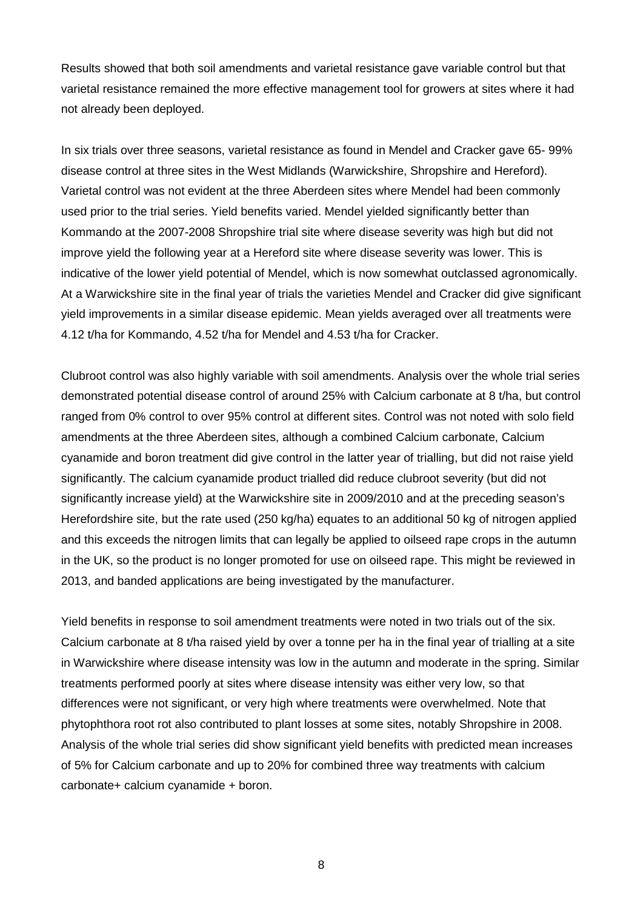Results showed that both soil amendments and varietal resistance gave variable control but that varietal resistance remained the more effective management tool for growers at sites where it had not already been deployed.

In six trials over three seasons, varietal resistance as found in Mendel and Cracker gave 65- 99% disease control at three sites in the West Midlands (Warwickshire, Shropshire and Hereford). Varietal control was not evident at the three Aberdeen sites where Mendel had been commonly used prior to the trial series. Yield benefits varied. Mendel yielded significantly better than Kommando at the 2007-2008 Shropshire trial site where disease severity was high but did not improve yield the following year at a Hereford site where disease severity was lower. This is indicative of the lower yield potential of Mendel, which is now somewhat outclassed agronomically. At a Warwickshire site in the final year of trials the varieties Mendel and Cracker did give significant yield improvements in a similar disease epidemic. Mean yields averaged over all treatments were 4.12 t/ha for Kommando, 4.52 t/ha for Mendel and 4.53 t/ha for Cracker.

Clubroot control was also highly variable with soil amendments. Analysis over the whole trial series demonstrated potential disease control of around 25% with Calcium carbonate at 8 t/ha, but control ranged from 0% control to over 95% control at different sites. Control was not noted with solo field amendments at the three Aberdeen sites, although a combined Calcium carbonate, Calcium cyanamide and boron treatment did give control in the latter year of trialling, but did not raise yield significantly. The calcium cyanamide product trialled did reduce clubroot severity (but did not significantly increase yield) at the Warwickshire site in 2009/2010 and at the preceding season's Herefordshire site, but the rate used (250 kg/ha) equates to an additional 50 kg of nitrogen applied and this exceeds the nitrogen limits that can legally be applied to oilseed rape crops in the autumn in the UK, so the product is no longer promoted for use on oilseed rape. This might be reviewed in 2013, and banded applications are being investigated by the manufacturer.

Yield benefits in response to soil amendment treatments were noted in two trials out of the six. Calcium carbonate at 8 t/ha raised yield by over a tonne per ha in the final year of trialling at a site in Warwickshire where disease intensity was low in the autumn and moderate in the spring. Similar treatments performed poorly at sites where disease intensity was either very low, so that differences were not significant, or very high where treatments were overwhelmed. Note that phytophthora root rot also contributed to plant losses at some sites, notably Shropshire in 2008. Analysis of the whole trial series did show significant yield benefits with predicted mean increases of 5% for Calcium carbonate and up to 20% for combined three way treatments with calcium carbonate+ calcium cyanamide + boron.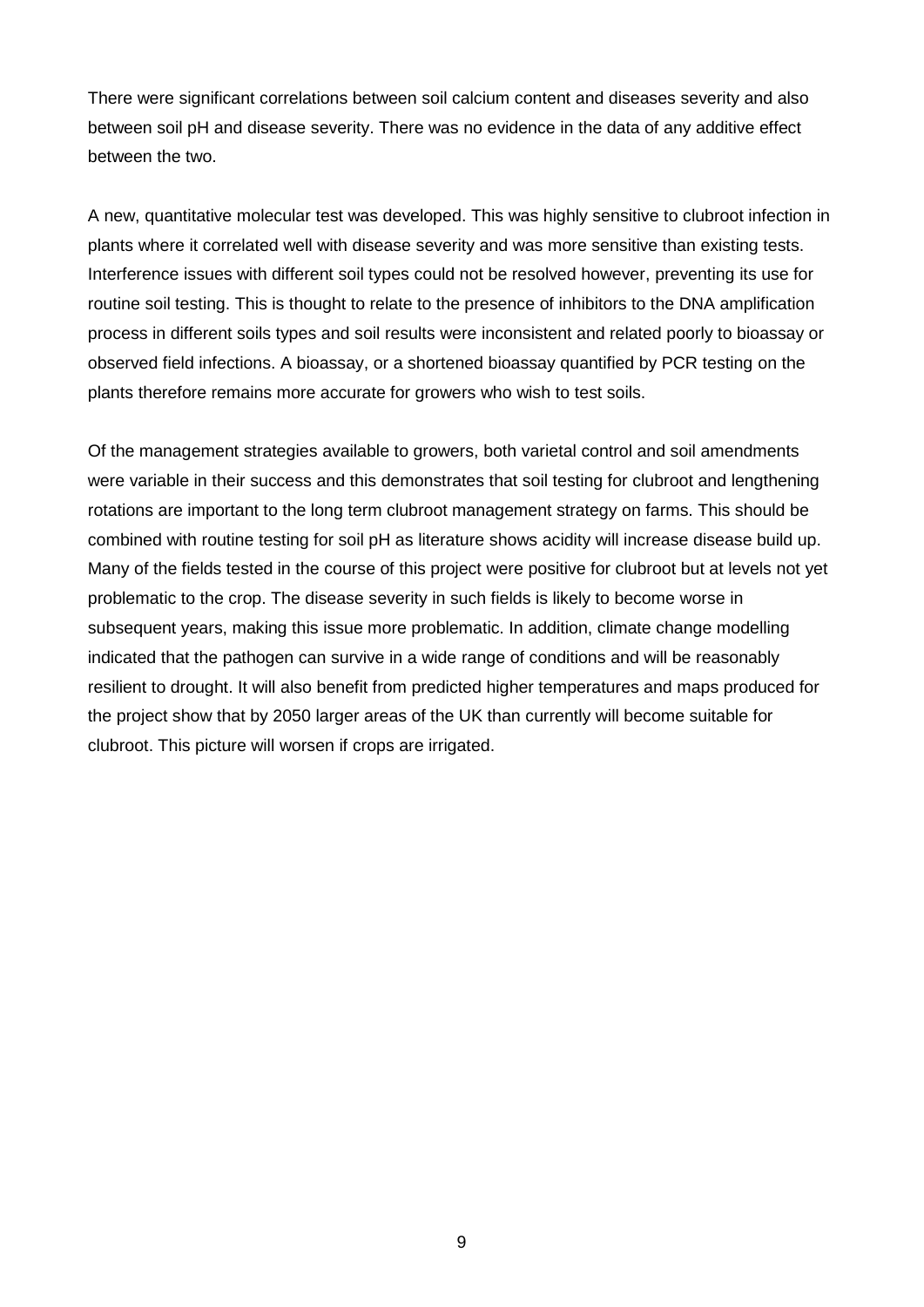There were significant correlations between soil calcium content and diseases severity and also between soil pH and disease severity. There was no evidence in the data of any additive effect between the two.

A new, quantitative molecular test was developed. This was highly sensitive to clubroot infection in plants where it correlated well with disease severity and was more sensitive than existing tests. Interference issues with different soil types could not be resolved however, preventing its use for routine soil testing. This is thought to relate to the presence of inhibitors to the DNA amplification process in different soils types and soil results were inconsistent and related poorly to bioassay or observed field infections. A bioassay, or a shortened bioassay quantified by PCR testing on the plants therefore remains more accurate for growers who wish to test soils.

Of the management strategies available to growers, both varietal control and soil amendments were variable in their success and this demonstrates that soil testing for clubroot and lengthening rotations are important to the long term clubroot management strategy on farms. This should be combined with routine testing for soil pH as literature shows acidity will increase disease build up. Many of the fields tested in the course of this project were positive for clubroot but at levels not yet problematic to the crop. The disease severity in such fields is likely to become worse in subsequent years, making this issue more problematic. In addition, climate change modelling indicated that the pathogen can survive in a wide range of conditions and will be reasonably resilient to drought. It will also benefit from predicted higher temperatures and maps produced for the project show that by 2050 larger areas of the UK than currently will become suitable for clubroot. This picture will worsen if crops are irrigated.